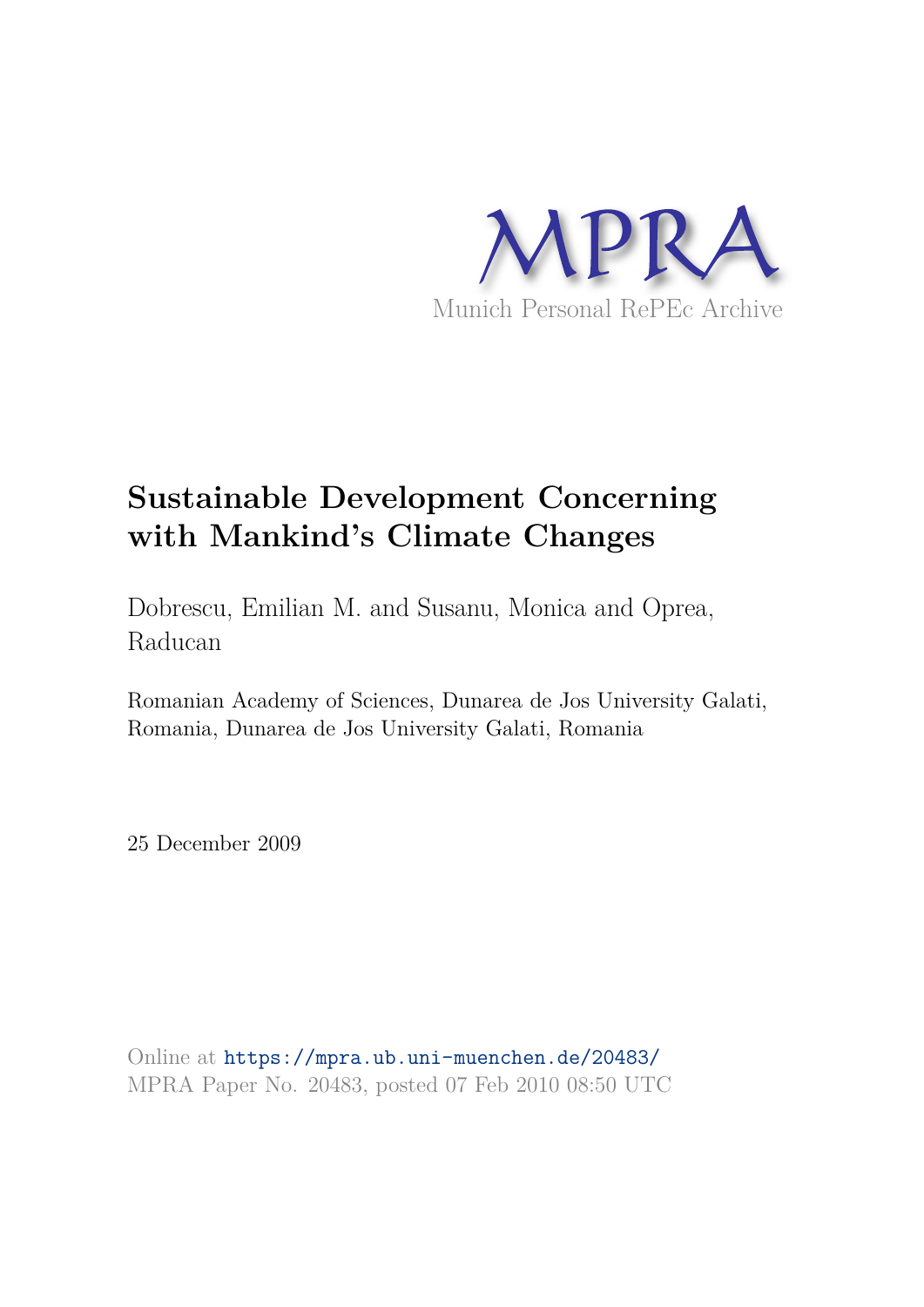MPRA

Munich Personal RePEc Archive

# Sustainable Development Concerning with Mankind's Climate Changes

Dobrescu, Emilian M. and Susanu, Monica and Oprea, Raducan

Romanian Academy of Sciences, Dunarea de Jos University Galati, Romania, Dunarea de Jos University Galati, Romania

25 December 2009

Online at https://mpra.ub.uni-muenchen.de/20483/
MPRA Paper No. 20483, posted 07 Feb 2010 08:50 UTC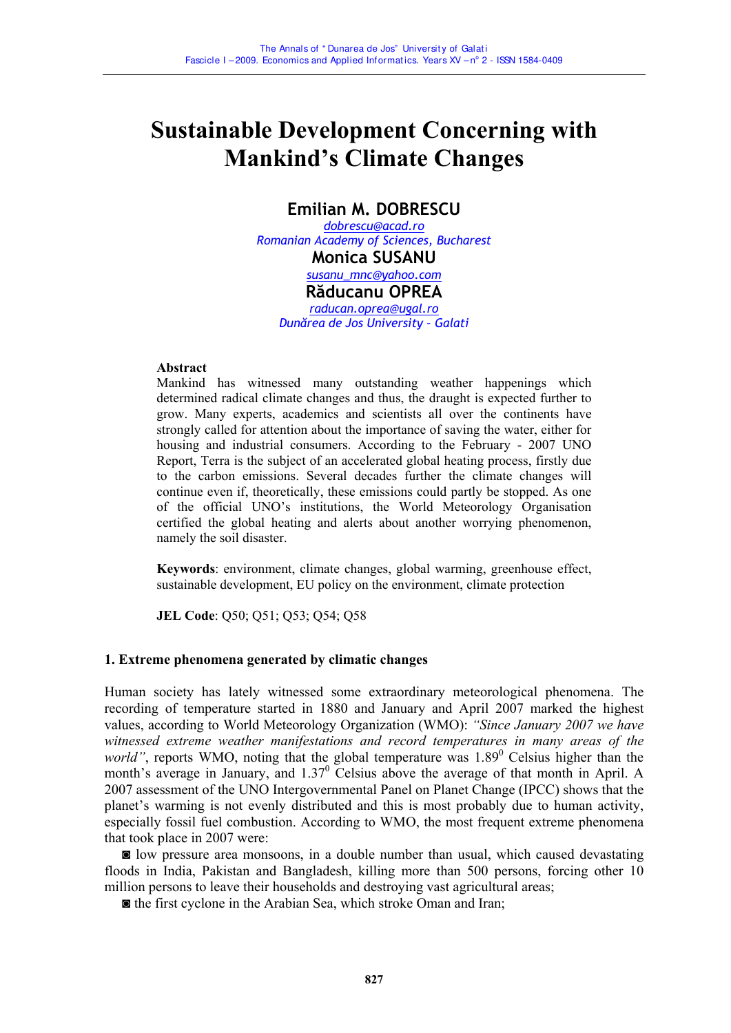# Sustainable Development Concerning with Mankind's Climate Changes

**Emilian M. DOBRESCU**
dobrescu@acad.ro
*Romanian Academy of Sciences, Bucharest*

**Monica SUSANU**
susanu_mnc@yahoo.com

**Răducanu OPREA**
raducan.oprea@ugal.ro
*Dunărea de Jos University - Galati*

**Abstract**

Mankind has witnessed many outstanding weather happenings which determined radical climate changes and thus, the draught is expected further to grow. Many experts, academics and scientists all over the continents have strongly called for attention about the importance of saving the water, either for housing and industrial consumers. According to the February - 2007 UNO Report, Terra is the subject of an accelerated global heating process, firstly due to the carbon emissions. Several decades further the climate changes will continue even if, theoretically, these emissions could partly be stopped. As one of the official UNO's institutions, the World Meteorology Organisation certified the global heating and alerts about another worrying phenomenon, namely the soil disaster.

**Keywords**: environment, climate changes, global warming, greenhouse effect, sustainable development, EU policy on the environment, climate protection

**JEL Code**: Q50; Q51; Q53; Q54; Q58

## 1. Extreme phenomena generated by climatic changes

Human society has lately witnessed some extraordinary meteorological phenomena. The recording of temperature started in 1880 and January and April 2007 marked the highest values, according to World Meteorology Organization (WMO): *"Since January 2007 we have witnessed extreme weather manifestations and record temperatures in many areas of the world"*, reports WMO, noting that the global temperature was $1.89^0$ Celsius higher than the month's average in January, and $1.37^0$ Celsius above the average of that month in April. A 2007 assessment of the UNO Intergovernmental Panel on Planet Change (IPCC) shows that the planet's warming is not evenly distributed and this is most probably due to human activity, especially fossil fuel combustion. According to WMO, the most frequent extreme phenomena that took place in 2007 were:

◙ low pressure area monsoons, in a double number than usual, which caused devastating floods in India, Pakistan and Bangladesh, killing more than 500 persons, forcing other 10 million persons to leave their households and destroying vast agricultural areas;

◙ the first cyclone in the Arabian Sea, which stroke Oman and Iran;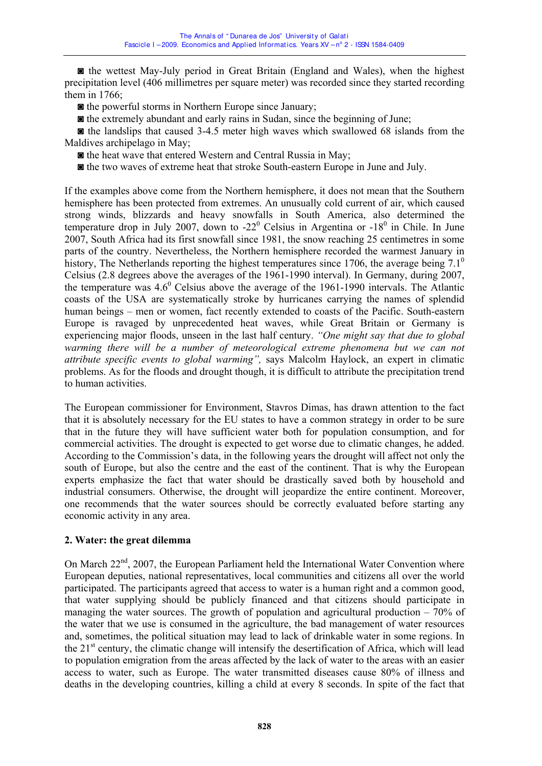- the wettest May-July period in Great Britain (England and Wales), when the highest precipitation level (406 millimetres per square meter) was recorded since they started recording them in 1766;
- the powerful storms in Northern Europe since January;
- the extremely abundant and early rains in Sudan, since the beginning of June;
- the landslips that caused 3-4.5 meter high waves which swallowed 68 islands from the Maldives archipelago in May;
- the heat wave that entered Western and Central Russia in May;
- the two waves of extreme heat that stroke South-eastern Europe in June and July.

If the examples above come from the Northern hemisphere, it does not mean that the Southern hemisphere has been protected from extremes. An unusually cold current of air, which caused strong winds, blizzards and heavy snowfalls in South America, also determined the temperature drop in July 2007, down to $-22^0$ Celsius in Argentina or $-18^0$ in Chile. In June 2007, South Africa had its first snowfall since 1981, the snow reaching 25 centimetres in some parts of the country. Nevertheless, the Northern hemisphere recorded the warmest January in history, The Netherlands reporting the highest temperatures since 1706, the average being $7.1^0$ Celsius (2.8 degrees above the averages of the 1961-1990 interval). In Germany, during 2007, the temperature was $4.6^0$ Celsius above the average of the 1961-1990 intervals. The Atlantic coasts of the USA are systematically stroke by hurricanes carrying the names of splendid human beings – men or women, fact recently extended to coasts of the Pacific. South-eastern Europe is ravaged by unprecedented heat waves, while Great Britain or Germany is experiencing major floods, unseen in the last half century. *"One might say that due to global warming there will be a number of meteorological extreme phenomena but we can not attribute specific events to global warming",* says Malcolm Haylock, an expert in climatic problems. As for the floods and drought though, it is difficult to attribute the precipitation trend to human activities.

The European commissioner for Environment, Stavros Dimas, has drawn attention to the fact that it is absolutely necessary for the EU states to have a common strategy in order to be sure that in the future they will have sufficient water both for population consumption, and for commercial activities. The drought is expected to get worse due to climatic changes, he added. According to the Commission's data, in the following years the drought will affect not only the south of Europe, but also the centre and the east of the continent. That is why the European experts emphasize the fact that water should be drastically saved both by household and industrial consumers. Otherwise, the drought will jeopardize the entire continent. Moreover, one recommends that the water sources should be correctly evaluated before starting any economic activity in any area.

## 2. Water: the great dilemma

On March 22nd, 2007, the European Parliament held the International Water Convention where European deputies, national representatives, local communities and citizens all over the world participated. The participants agreed that access to water is a human right and a common good, that water supplying should be publicly financed and that citizens should participate in managing the water sources. The growth of population and agricultural production – 70% of the water that we use is consumed in the agriculture, the bad management of water resources and, sometimes, the political situation may lead to lack of drinkable water in some regions. In the 21st century, the climatic change will intensify the desertification of Africa, which will lead to population emigration from the areas affected by the lack of water to the areas with an easier access to water, such as Europe. The water transmitted diseases cause 80% of illness and deaths in the developing countries, killing a child at every 8 seconds. In spite of the fact that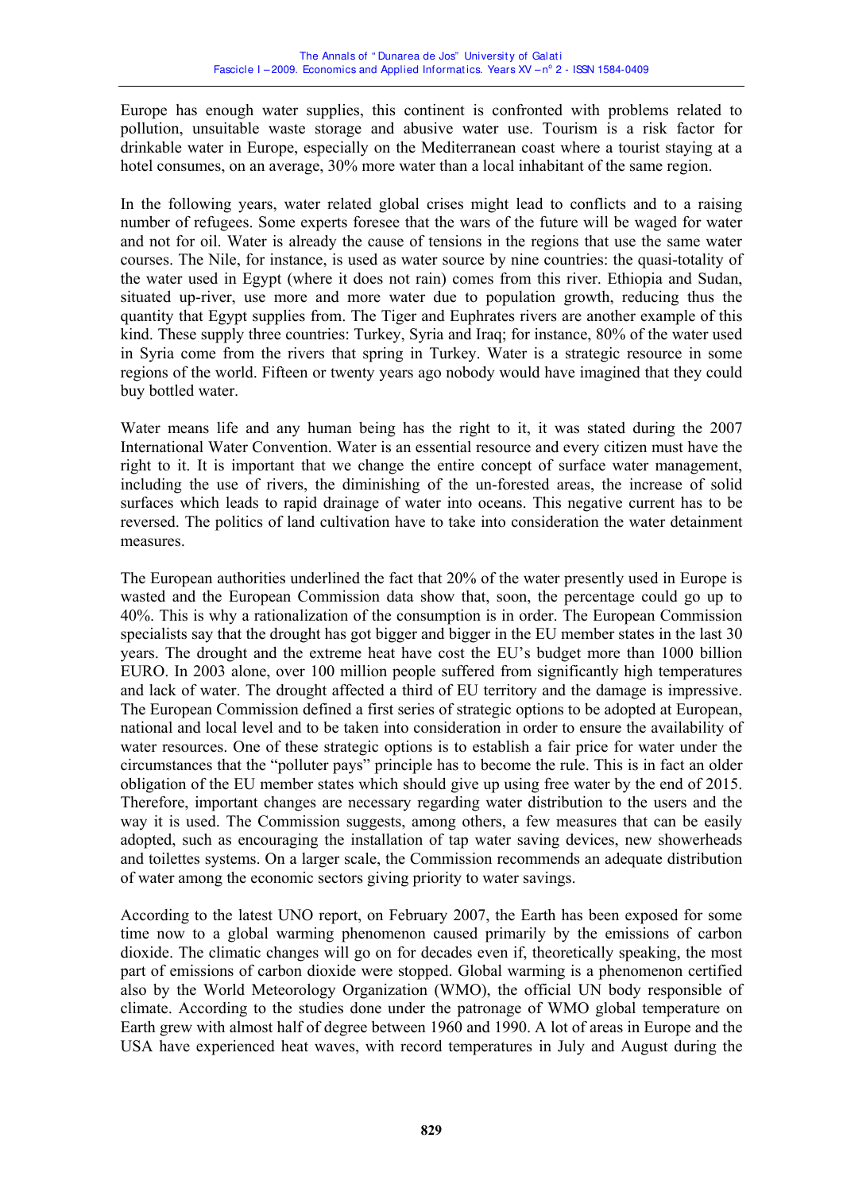Europe has enough water supplies, this continent is confronted with problems related to pollution, unsuitable waste storage and abusive water use. Tourism is a risk factor for drinkable water in Europe, especially on the Mediterranean coast where a tourist staying at a hotel consumes, on an average, 30% more water than a local inhabitant of the same region.

In the following years, water related global crises might lead to conflicts and to a raising number of refugees. Some experts foresee that the wars of the future will be waged for water and not for oil. Water is already the cause of tensions in the regions that use the same water courses. The Nile, for instance, is used as water source by nine countries: the quasi-totality of the water used in Egypt (where it does not rain) comes from this river. Ethiopia and Sudan, situated up-river, use more and more water due to population growth, reducing thus the quantity that Egypt supplies from. The Tiger and Euphrates rivers are another example of this kind. These supply three countries: Turkey, Syria and Iraq; for instance, 80% of the water used in Syria come from the rivers that spring in Turkey. Water is a strategic resource in some regions of the world. Fifteen or twenty years ago nobody would have imagined that they could buy bottled water.

Water means life and any human being has the right to it, it was stated during the 2007 International Water Convention. Water is an essential resource and every citizen must have the right to it. It is important that we change the entire concept of surface water management, including the use of rivers, the diminishing of the un-forested areas, the increase of solid surfaces which leads to rapid drainage of water into oceans. This negative current has to be reversed. The politics of land cultivation have to take into consideration the water detainment measures.

The European authorities underlined the fact that 20% of the water presently used in Europe is wasted and the European Commission data show that, soon, the percentage could go up to 40%. This is why a rationalization of the consumption is in order. The European Commission specialists say that the drought has got bigger and bigger in the EU member states in the last 30 years. The drought and the extreme heat have cost the EU's budget more than 1000 billion EURO. In 2003 alone, over 100 million people suffered from significantly high temperatures and lack of water. The drought affected a third of EU territory and the damage is impressive. The European Commission defined a first series of strategic options to be adopted at European, national and local level and to be taken into consideration in order to ensure the availability of water resources. One of these strategic options is to establish a fair price for water under the circumstances that the "polluter pays" principle has to become the rule. This is in fact an older obligation of the EU member states which should give up using free water by the end of 2015. Therefore, important changes are necessary regarding water distribution to the users and the way it is used. The Commission suggests, among others, a few measures that can be easily adopted, such as encouraging the installation of tap water saving devices, new showerheads and toilettes systems. On a larger scale, the Commission recommends an adequate distribution of water among the economic sectors giving priority to water savings.

According to the latest UNO report, on February 2007, the Earth has been exposed for some time now to a global warming phenomenon caused primarily by the emissions of carbon dioxide. The climatic changes will go on for decades even if, theoretically speaking, the most part of emissions of carbon dioxide were stopped. Global warming is a phenomenon certified also by the World Meteorology Organization (WMO), the official UN body responsible of climate. According to the studies done under the patronage of WMO global temperature on Earth grew with almost half of degree between 1960 and 1990. A lot of areas in Europe and the USA have experienced heat waves, with record temperatures in July and August during the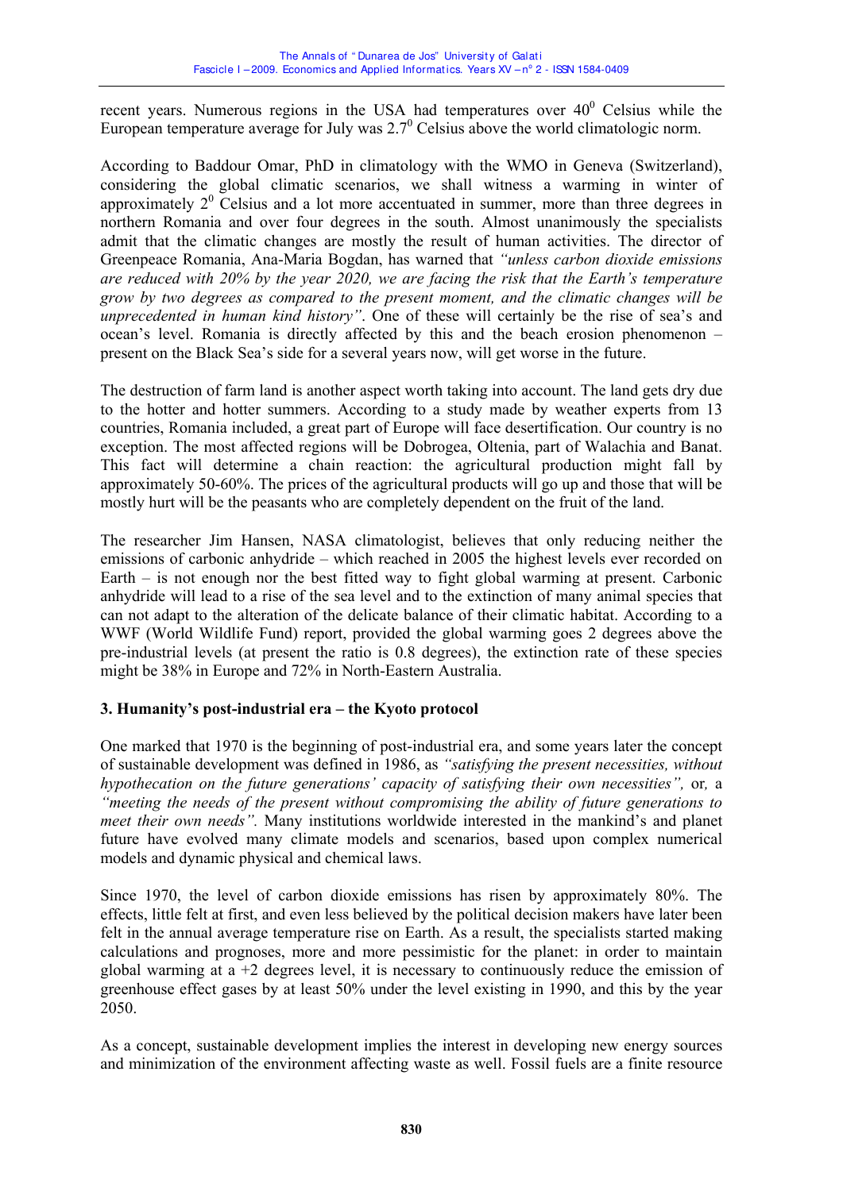recent years. Numerous regions in the USA had temperatures over $40^0$ Celsius while the European temperature average for July was $2.7^0$ Celsius above the world climatologic norm.

According to Baddour Omar, PhD in climatology with the WMO in Geneva (Switzerland), considering the global climatic scenarios, we shall witness a warming in winter of approximately $2^0$ Celsius and a lot more accentuated in summer, more than three degrees in northern Romania and over four degrees in the south. Almost unanimously the specialists admit that the climatic changes are mostly the result of human activities. The director of Greenpeace Romania, Ana-Maria Bogdan, has warned that *"unless carbon dioxide emissions are reduced with 20% by the year 2020, we are facing the risk that the Earth's temperature grow by two degrees as compared to the present moment, and the climatic changes will be unprecedented in human kind history"*. One of these will certainly be the rise of sea's and ocean's level. Romania is directly affected by this and the beach erosion phenomenon – present on the Black Sea's side for a several years now, will get worse in the future.

The destruction of farm land is another aspect worth taking into account. The land gets dry due to the hotter and hotter summers. According to a study made by weather experts from 13 countries, Romania included, a great part of Europe will face desertification. Our country is no exception. The most affected regions will be Dobrogea, Oltenia, part of Walachia and Banat. This fact will determine a chain reaction: the agricultural production might fall by approximately 50-60%. The prices of the agricultural products will go up and those that will be mostly hurt will be the peasants who are completely dependent on the fruit of the land.

The researcher Jim Hansen, NASA climatologist, believes that only reducing neither the emissions of carbonic anhydride – which reached in 2005 the highest levels ever recorded on Earth – is not enough nor the best fitted way to fight global warming at present. Carbonic anhydride will lead to a rise of the sea level and to the extinction of many animal species that can not adapt to the alteration of the delicate balance of their climatic habitat. According to a WWF (World Wildlife Fund) report, provided the global warming goes 2 degrees above the pre-industrial levels (at present the ratio is 0.8 degrees), the extinction rate of these species might be 38% in Europe and 72% in North-Eastern Australia.

## 3. Humanity's post-industrial era – the Kyoto protocol

One marked that 1970 is the beginning of post-industrial era, and some years later the concept of sustainable development was defined in 1986, as *"satisfying the present necessities, without hypothecation on the future generations' capacity of satisfying their own necessities"*, or, a *"meeting the needs of the present without compromising the ability of future generations to meet their own needs"*. Many institutions worldwide interested in the mankind's and planet future have evolved many climate models and scenarios, based upon complex numerical models and dynamic physical and chemical laws.

Since 1970, the level of carbon dioxide emissions has risen by approximately 80%. The effects, little felt at first, and even less believed by the political decision makers have later been felt in the annual average temperature rise on Earth. As a result, the specialists started making calculations and prognoses, more and more pessimistic for the planet: in order to maintain global warming at a +2 degrees level, it is necessary to continuously reduce the emission of greenhouse effect gases by at least 50% under the level existing in 1990, and this by the year 2050.

As a concept, sustainable development implies the interest in developing new energy sources and minimization of the environment affecting waste as well. Fossil fuels are a finite resource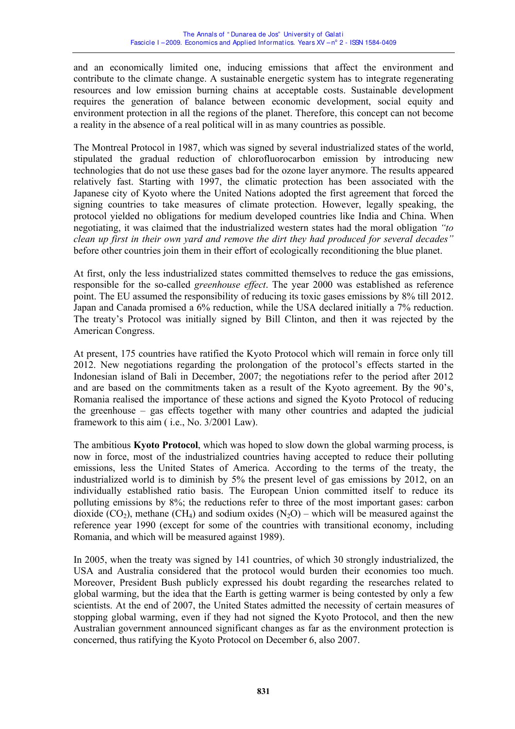and an economically limited one, inducing emissions that affect the environment and contribute to the climate change. A sustainable energetic system has to integrate regenerating resources and low emission burning chains at acceptable costs. Sustainable development requires the generation of balance between economic development, social equity and environment protection in all the regions of the planet. Therefore, this concept can not become a reality in the absence of a real political will in as many countries as possible.

The Montreal Protocol in 1987, which was signed by several industrialized states of the world, stipulated the gradual reduction of chlorofluorocarbon emission by introducing new technologies that do not use these gases bad for the ozone layer anymore. The results appeared relatively fast. Starting with 1997, the climatic protection has been associated with the Japanese city of Kyoto where the United Nations adopted the first agreement that forced the signing countries to take measures of climate protection. However, legally speaking, the protocol yielded no obligations for medium developed countries like India and China. When negotiating, it was claimed that the industrialized western states had the moral obligation *"to clean up first in their own yard and remove the dirt they had produced for several decades"* before other countries join them in their effort of ecologically reconditioning the blue planet.

At first, only the less industrialized states committed themselves to reduce the gas emissions, responsible for the so-called *greenhouse effect*. The year 2000 was established as reference point. The EU assumed the responsibility of reducing its toxic gases emissions by 8% till 2012. Japan and Canada promised a 6% reduction, while the USA declared initially a 7% reduction. The treaty's Protocol was initially signed by Bill Clinton, and then it was rejected by the American Congress.

At present, 175 countries have ratified the Kyoto Protocol which will remain in force only till 2012. New negotiations regarding the prolongation of the protocol's effects started in the Indonesian island of Bali in December, 2007; the negotiations refer to the period after 2012 and are based on the commitments taken as a result of the Kyoto agreement. By the 90's, Romania realised the importance of these actions and signed the Kyoto Protocol of reducing the greenhouse – gas effects together with many other countries and adapted the judicial framework to this aim ( i.e., No. 3/2001 Law).

The ambitious **Kyoto Protocol**, which was hoped to slow down the global warming process, is now in force, most of the industrialized countries having accepted to reduce their polluting emissions, less the United States of America. According to the terms of the treaty, the industrialized world is to diminish by 5% the present level of gas emissions by 2012, on an individually established ratio basis. The European Union committed itself to reduce its polluting emissions by 8%; the reductions refer to three of the most important gases: carbon dioxide ($CO_2$), methane ($CH_4$) and sodium oxides ($N_2O$) – which will be measured against the reference year 1990 (except for some of the countries with transitional economy, including Romania, and which will be measured against 1989).

In 2005, when the treaty was signed by 141 countries, of which 30 strongly industrialized, the USA and Australia considered that the protocol would burden their economies too much. Moreover, President Bush publicly expressed his doubt regarding the researches related to global warming, but the idea that the Earth is getting warmer is being contested by only a few scientists. At the end of 2007, the United States admitted the necessity of certain measures of stopping global warming, even if they had not signed the Kyoto Protocol, and then the new Australian government announced significant changes as far as the environment protection is concerned, thus ratifying the Kyoto Protocol on December 6, also 2007.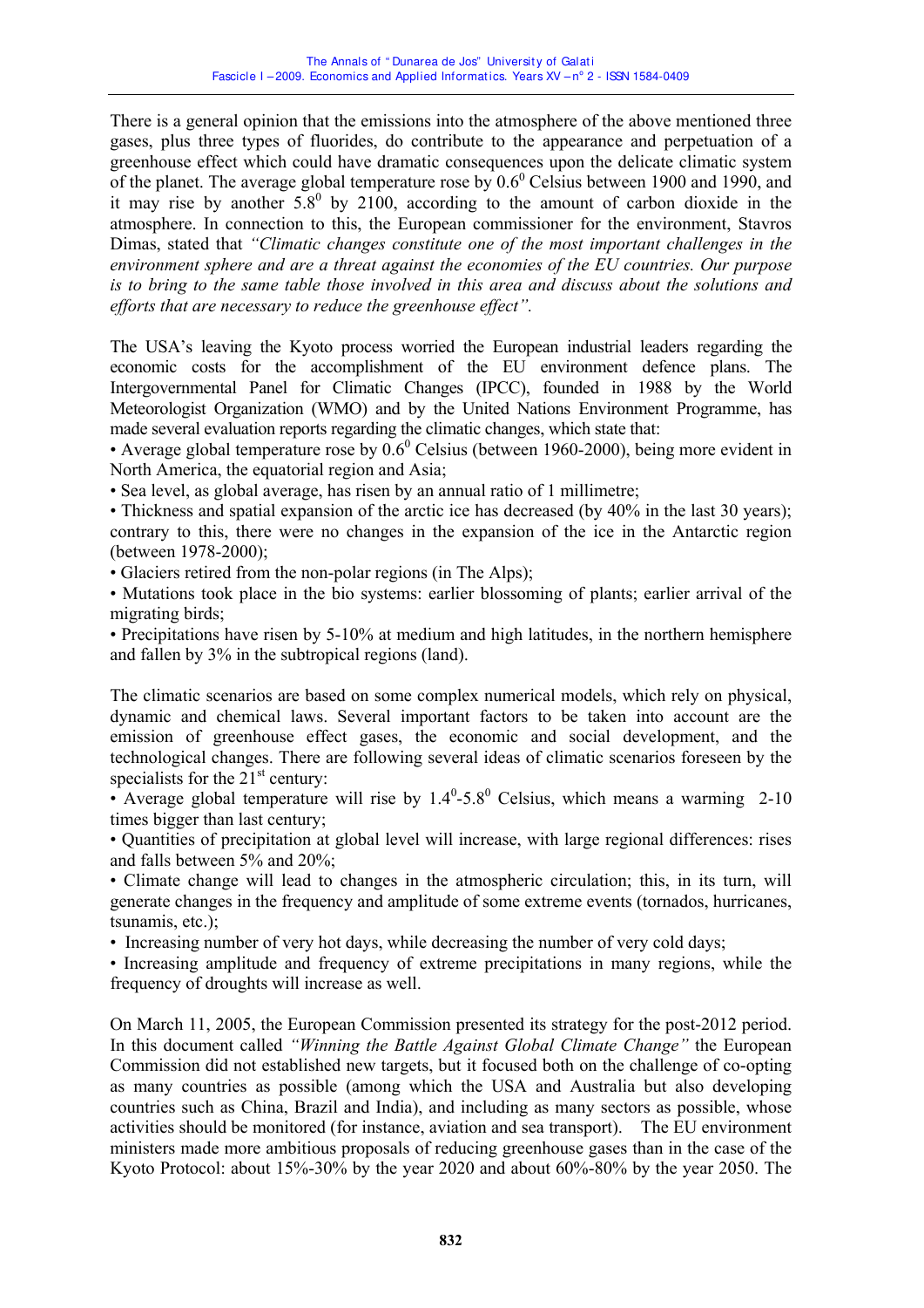There is a general opinion that the emissions into the atmosphere of the above mentioned three gases, plus three types of fluorides, do contribute to the appearance and perpetuation of a greenhouse effect which could have dramatic consequences upon the delicate climatic system of the planet. The average global temperature rose by $0.6^0$ Celsius between 1900 and 1990, and it may rise by another $5.8^0$ by 2100, according to the amount of carbon dioxide in the atmosphere. In connection to this, the European commissioner for the environment, Stavros Dimas, stated that *"Climatic changes constitute one of the most important challenges in the environment sphere and are a threat against the economies of the EU countries. Our purpose is to bring to the same table those involved in this area and discuss about the solutions and efforts that are necessary to reduce the greenhouse effect".*

The USA's leaving the Kyoto process worried the European industrial leaders regarding the economic costs for the accomplishment of the EU environment defence plans. The Intergovernmental Panel for Climatic Changes (IPCC), founded in 1988 by the World Meteorologist Organization (WMO) and by the United Nations Environment Programme, has made several evaluation reports regarding the climatic changes, which state that:

- Average global temperature rose by $0.6^0$ Celsius (between 1960-2000), being more evident in North America, the equatorial region and Asia;
- Sea level, as global average, has risen by an annual ratio of 1 millimetre;
- Thickness and spatial expansion of the arctic ice has decreased (by 40% in the last 30 years); contrary to this, there were no changes in the expansion of the ice in the Antarctic region (between 1978-2000);
- Glaciers retired from the non-polar regions (in The Alps);
- Mutations took place in the bio systems: earlier blossoming of plants; earlier arrival of the migrating birds;
- Precipitations have risen by 5-10% at medium and high latitudes, in the northern hemisphere and fallen by 3% in the subtropical regions (land).

The climatic scenarios are based on some complex numerical models, which rely on physical, dynamic and chemical laws. Several important factors to be taken into account are the emission of greenhouse effect gases, the economic and social development, and the technological changes. There are following several ideas of climatic scenarios foreseen by the specialists for the 21st century:

- Average global temperature will rise by $1.4^0$-$5.8^0$ Celsius, which means a warming 2-10 times bigger than last century;
- Quantities of precipitation at global level will increase, with large regional differences: rises and falls between 5% and 20%;
- Climate change will lead to changes in the atmospheric circulation; this, in its turn, will generate changes in the frequency and amplitude of some extreme events (tornados, hurricanes, tsunamis, etc.);
- Increasing number of very hot days, while decreasing the number of very cold days;
- Increasing amplitude and frequency of extreme precipitations in many regions, while the frequency of droughts will increase as well.

On March 11, 2005, the European Commission presented its strategy for the post-2012 period. In this document called *"Winning the Battle Against Global Climate Change"* the European Commission did not established new targets, but it focused both on the challenge of co-opting as many countries as possible (among which the USA and Australia but also developing countries such as China, Brazil and India), and including as many sectors as possible, whose activities should be monitored (for instance, aviation and sea transport). The EU environment ministers made more ambitious proposals of reducing greenhouse gases than in the case of the Kyoto Protocol: about 15%-30% by the year 2020 and about 60%-80% by the year 2050. The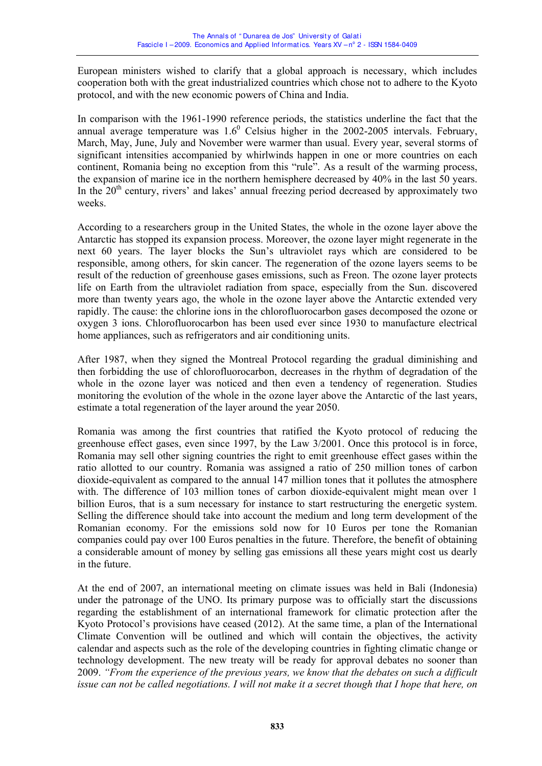European ministers wished to clarify that a global approach is necessary, which includes cooperation both with the great industrialized countries which chose not to adhere to the Kyoto protocol, and with the new economic powers of China and India.

In comparison with the 1961-1990 reference periods, the statistics underline the fact that the annual average temperature was $1.6^0$ Celsius higher in the 2002-2005 intervals. February, March, May, June, July and November were warmer than usual. Every year, several storms of significant intensities accompanied by whirlwinds happen in one or more countries on each continent, Romania being no exception from this "rule". As a result of the warming process, the expansion of marine ice in the northern hemisphere decreased by 40% in the last 50 years. In the $20^{th}$ century, rivers' and lakes' annual freezing period decreased by approximately two weeks.

According to a researchers group in the United States, the whole in the ozone layer above the Antarctic has stopped its expansion process. Moreover, the ozone layer might regenerate in the next 60 years. The layer blocks the Sun's ultraviolet rays which are considered to be responsible, among others, for skin cancer. The regeneration of the ozone layers seems to be result of the reduction of greenhouse gases emissions, such as Freon. The ozone layer protects life on Earth from the ultraviolet radiation from space, especially from the Sun. discovered more than twenty years ago, the whole in the ozone layer above the Antarctic extended very rapidly. The cause: the chlorine ions in the chlorofluorocarbon gases decomposed the ozone or oxygen 3 ions. Chlorofluorocarbon has been used ever since 1930 to manufacture electrical home appliances, such as refrigerators and air conditioning units.

After 1987, when they signed the Montreal Protocol regarding the gradual diminishing and then forbidding the use of chlorofluorocarbon, decreases in the rhythm of degradation of the whole in the ozone layer was noticed and then even a tendency of regeneration. Studies monitoring the evolution of the whole in the ozone layer above the Antarctic of the last years, estimate a total regeneration of the layer around the year 2050.

Romania was among the first countries that ratified the Kyoto protocol of reducing the greenhouse effect gases, even since 1997, by the Law 3/2001. Once this protocol is in force, Romania may sell other signing countries the right to emit greenhouse effect gases within the ratio allotted to our country. Romania was assigned a ratio of 250 million tones of carbon dioxide-equivalent as compared to the annual 147 million tones that it pollutes the atmosphere with. The difference of 103 million tones of carbon dioxide-equivalent might mean over 1 billion Euros, that is a sum necessary for instance to start restructuring the energetic system. Selling the difference should take into account the medium and long term development of the Romanian economy. For the emissions sold now for 10 Euros per tone the Romanian companies could pay over 100 Euros penalties in the future. Therefore, the benefit of obtaining a considerable amount of money by selling gas emissions all these years might cost us dearly in the future.

At the end of 2007, an international meeting on climate issues was held in Bali (Indonesia) under the patronage of the UNO. Its primary purpose was to officially start the discussions regarding the establishment of an international framework for climatic protection after the Kyoto Protocol's provisions have ceased (2012). At the same time, a plan of the International Climate Convention will be outlined and which will contain the objectives, the activity calendar and aspects such as the role of the developing countries in fighting climatic change or technology development. The new treaty will be ready for approval debates no sooner than 2009. *"From the experience of the previous years, we know that the debates on such a difficult issue can not be called negotiations. I will not make it a secret though that I hope that here, on*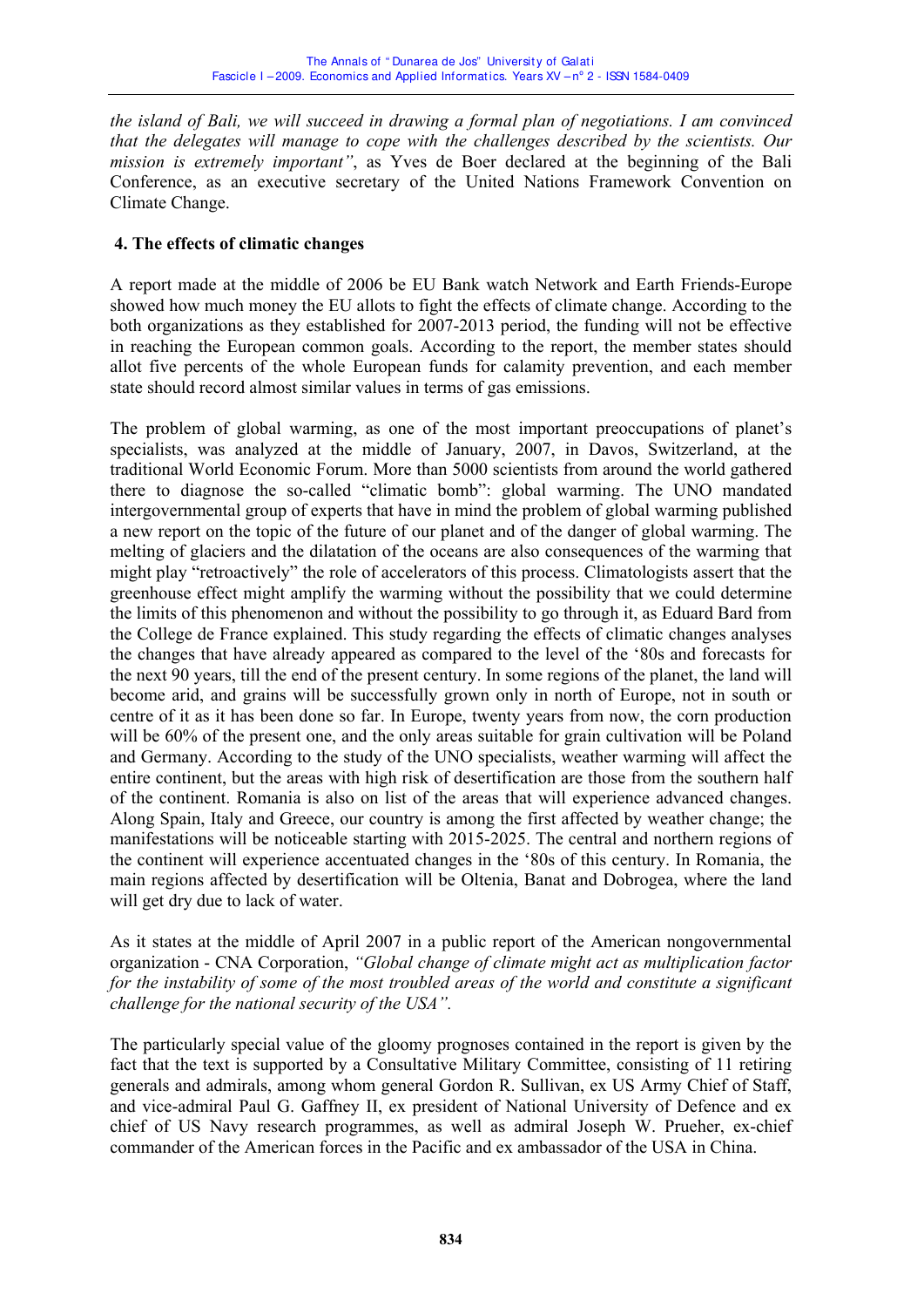*the island of Bali, we will succeed in drawing a formal plan of negotiations. I am convinced that the delegates will manage to cope with the challenges described by the scientists. Our mission is extremely important"*, as Yves de Boer declared at the beginning of the Bali Conference, as an executive secretary of the United Nations Framework Convention on Climate Change.

## 4. The effects of climatic changes

A report made at the middle of 2006 be EU Bank watch Network and Earth Friends-Europe showed how much money the EU allots to fight the effects of climate change. According to the both organizations as they established for 2007-2013 period, the funding will not be effective in reaching the European common goals. According to the report, the member states should allot five percents of the whole European funds for calamity prevention, and each member state should record almost similar values in terms of gas emissions.

The problem of global warming, as one of the most important preoccupations of planet's specialists, was analyzed at the middle of January, 2007, in Davos, Switzerland, at the traditional World Economic Forum. More than 5000 scientists from around the world gathered there to diagnose the so-called "climatic bomb": global warming. The UNO mandated intergovernmental group of experts that have in mind the problem of global warming published a new report on the topic of the future of our planet and of the danger of global warming. The melting of glaciers and the dilatation of the oceans are also consequences of the warming that might play "retroactively" the role of accelerators of this process. Climatologists assert that the greenhouse effect might amplify the warming without the possibility that we could determine the limits of this phenomenon and without the possibility to go through it, as Eduard Bard from the College de France explained. This study regarding the effects of climatic changes analyses the changes that have already appeared as compared to the level of the '80s and forecasts for the next 90 years, till the end of the present century. In some regions of the planet, the land will become arid, and grains will be successfully grown only in north of Europe, not in south or centre of it as it has been done so far. In Europe, twenty years from now, the corn production will be 60% of the present one, and the only areas suitable for grain cultivation will be Poland and Germany. According to the study of the UNO specialists, weather warming will affect the entire continent, but the areas with high risk of desertification are those from the southern half of the continent. Romania is also on list of the areas that will experience advanced changes. Along Spain, Italy and Greece, our country is among the first affected by weather change; the manifestations will be noticeable starting with 2015-2025. The central and northern regions of the continent will experience accentuated changes in the '80s of this century. In Romania, the main regions affected by desertification will be Oltenia, Banat and Dobrogea, where the land will get dry due to lack of water.

As it states at the middle of April 2007 in a public report of the American nongovernmental organization - CNA Corporation, *"Global change of climate might act as multiplication factor for the instability of some of the most troubled areas of the world and constitute a significant challenge for the national security of the USA".*

The particularly special value of the gloomy prognoses contained in the report is given by the fact that the text is supported by a Consultative Military Committee, consisting of 11 retiring generals and admirals, among whom general Gordon R. Sullivan, ex US Army Chief of Staff, and vice-admiral Paul G. Gaffney II, ex president of National University of Defence and ex chief of US Navy research programmes, as well as admiral Joseph W. Prueher, ex-chief commander of the American forces in the Pacific and ex ambassador of the USA in China.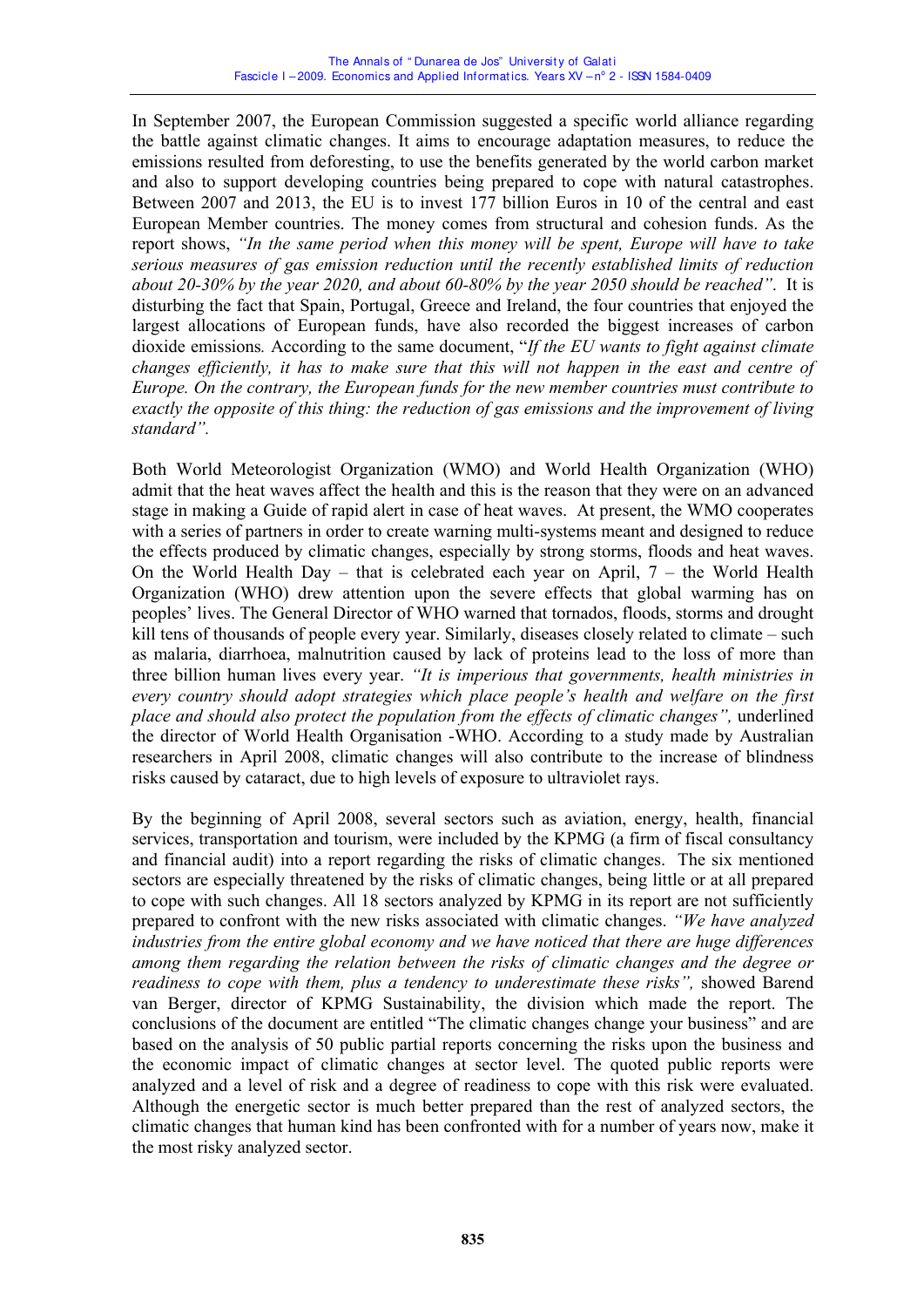In September 2007, the European Commission suggested a specific world alliance regarding the battle against climatic changes. It aims to encourage adaptation measures, to reduce the emissions resulted from deforesting, to use the benefits generated by the world carbon market and also to support developing countries being prepared to cope with natural catastrophes. Between 2007 and 2013, the EU is to invest 177 billion Euros in 10 of the central and east European Member countries. The money comes from structural and cohesion funds. As the report shows, *"In the same period when this money will be spent, Europe will have to take serious measures of gas emission reduction until the recently established limits of reduction about 20-30% by the year 2020, and about 60-80% by the year 2050 should be reached"*. It is disturbing the fact that Spain, Portugal, Greece and Ireland, the four countries that enjoyed the largest allocations of European funds, have also recorded the biggest increases of carbon dioxide emissions. According to the same document, "*If the EU wants to fight against climate changes efficiently, it has to make sure that this will not happen in the east and centre of Europe. On the contrary, the European funds for the new member countries must contribute to exactly the opposite of this thing: the reduction of gas emissions and the improvement of living standard"*.

Both World Meteorologist Organization (WMO) and World Health Organization (WHO) admit that the heat waves affect the health and this is the reason that they were on an advanced stage in making a Guide of rapid alert in case of heat waves. At present, the WMO cooperates with a series of partners in order to create warning multi-systems meant and designed to reduce the effects produced by climatic changes, especially by strong storms, floods and heat waves. On the World Health Day – that is celebrated each year on April, 7 – the World Health Organization (WHO) drew attention upon the severe effects that global warming has on peoples' lives. The General Director of WHO warned that tornados, floods, storms and drought kill tens of thousands of people every year. Similarly, diseases closely related to climate – such as malaria, diarrhoea, malnutrition caused by lack of proteins lead to the loss of more than three billion human lives every year. *"It is imperious that governments, health ministries in every country should adopt strategies which place people's health and welfare on the first place and should also protect the population from the effects of climatic changes",* underlined the director of World Health Organisation -WHO. According to a study made by Australian researchers in April 2008, climatic changes will also contribute to the increase of blindness risks caused by cataract, due to high levels of exposure to ultraviolet rays.

By the beginning of April 2008, several sectors such as aviation, energy, health, financial services, transportation and tourism, were included by the KPMG (a firm of fiscal consultancy and financial audit) into a report regarding the risks of climatic changes. The six mentioned sectors are especially threatened by the risks of climatic changes, being little or at all prepared to cope with such changes. All 18 sectors analyzed by KPMG in its report are not sufficiently prepared to confront with the new risks associated with climatic changes. *"We have analyzed industries from the entire global economy and we have noticed that there are huge differences among them regarding the relation between the risks of climatic changes and the degree or readiness to cope with them, plus a tendency to underestimate these risks",* showed Barend van Berger, director of KPMG Sustainability, the division which made the report. The conclusions of the document are entitled "The climatic changes change your business" and are based on the analysis of 50 public partial reports concerning the risks upon the business and the economic impact of climatic changes at sector level. The quoted public reports were analyzed and a level of risk and a degree of readiness to cope with this risk were evaluated. Although the energetic sector is much better prepared than the rest of analyzed sectors, the climatic changes that human kind has been confronted with for a number of years now, make it the most risky analyzed sector.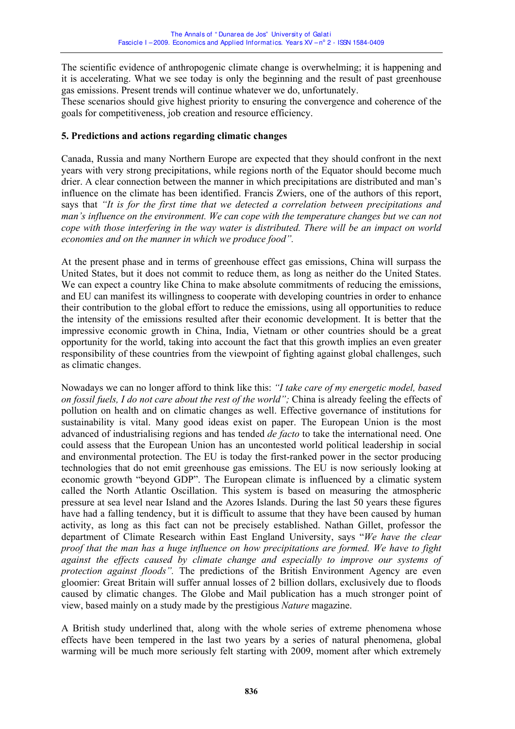The scientific evidence of anthropogenic climate change is overwhelming; it is happening and it is accelerating. What we see today is only the beginning and the result of past greenhouse gas emissions. Present trends will continue whatever we do, unfortunately.
These scenarios should give highest priority to ensuring the convergence and coherence of the goals for competitiveness, job creation and resource efficiency.

## 5. Predictions and actions regarding climatic changes

Canada, Russia and many Northern Europe are expected that they should confront in the next years with very strong precipitations, while regions north of the Equator should become much drier. A clear connection between the manner in which precipitations are distributed and man's influence on the climate has been identified. Francis Zwiers, one of the authors of this report, says that *"It is for the first time that we detected a correlation between precipitations and man's influence on the environment. We can cope with the temperature changes but we can not cope with those interfering in the way water is distributed. There will be an impact on world economies and on the manner in which we produce food".*

At the present phase and in terms of greenhouse effect gas emissions, China will surpass the United States, but it does not commit to reduce them, as long as neither do the United States. We can expect a country like China to make absolute commitments of reducing the emissions, and EU can manifest its willingness to cooperate with developing countries in order to enhance their contribution to the global effort to reduce the emissions, using all opportunities to reduce the intensity of the emissions resulted after their economic development. It is better that the impressive economic growth in China, India, Vietnam or other countries should be a great opportunity for the world, taking into account the fact that this growth implies an even greater responsibility of these countries from the viewpoint of fighting against global challenges, such as climatic changes.

Nowadays we can no longer afford to think like this: *"I take care of my energetic model, based on fossil fuels, I do not care about the rest of the world";* China is already feeling the effects of pollution on health and on climatic changes as well. Effective governance of institutions for sustainability is vital. Many good ideas exist on paper. The European Union is the most advanced of industrialising regions and has tended *de facto* to take the international need. One could assess that the European Union has an uncontested world political leadership in social and environmental protection. The EU is today the first-ranked power in the sector producing technologies that do not emit greenhouse gas emissions. The EU is now seriously looking at economic growth "beyond GDP". The European climate is influenced by a climatic system called the North Atlantic Oscillation. This system is based on measuring the atmospheric pressure at sea level near Island and the Azores Islands. During the last 50 years these figures have had a falling tendency, but it is difficult to assume that they have been caused by human activity, as long as this fact can not be precisely established. Nathan Gillet, professor the department of Climate Research within East England University, says "*We have the clear proof that the man has a huge influence on how precipitations are formed. We have to fight against the effects caused by climate change and especially to improve our systems of protection against floods".* The predictions of the British Environment Agency are even gloomier: Great Britain will suffer annual losses of 2 billion dollars, exclusively due to floods caused by climatic changes. The Globe and Mail publication has a much stronger point of view, based mainly on a study made by the prestigious *Nature* magazine.

A British study underlined that, along with the whole series of extreme phenomena whose effects have been tempered in the last two years by a series of natural phenomena, global warming will be much more seriously felt starting with 2009, moment after which extremely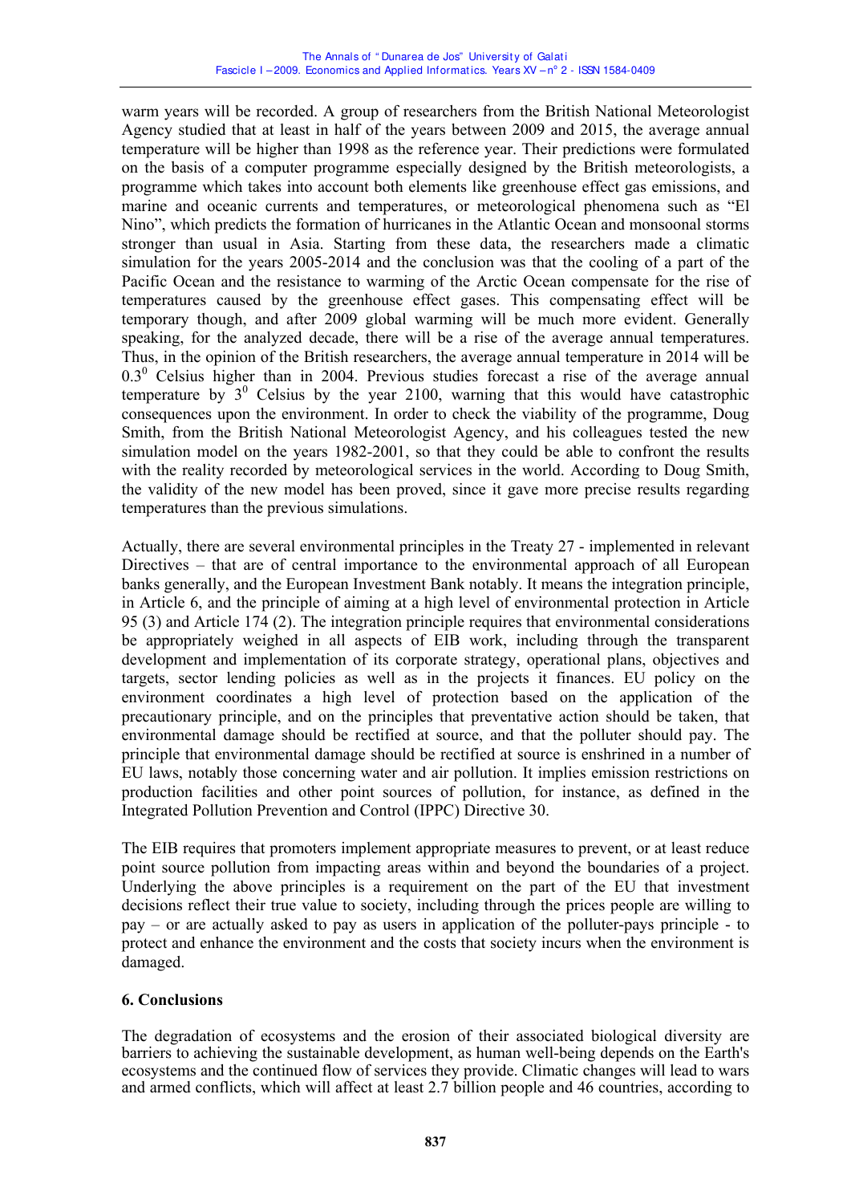warm years will be recorded. A group of researchers from the British National Meteorologist Agency studied that at least in half of the years between 2009 and 2015, the average annual temperature will be higher than 1998 as the reference year. Their predictions were formulated on the basis of a computer programme especially designed by the British meteorologists, a programme which takes into account both elements like greenhouse effect gas emissions, and marine and oceanic currents and temperatures, or meteorological phenomena such as "El Nino", which predicts the formation of hurricanes in the Atlantic Ocean and monsoonal storms stronger than usual in Asia. Starting from these data, the researchers made a climatic simulation for the years 2005-2014 and the conclusion was that the cooling of a part of the Pacific Ocean and the resistance to warming of the Arctic Ocean compensate for the rise of temperatures caused by the greenhouse effect gases. This compensating effect will be temporary though, and after 2009 global warming will be much more evident. Generally speaking, for the analyzed decade, there will be a rise of the average annual temperatures. Thus, in the opinion of the British researchers, the average annual temperature in 2014 will be $0.3^0$ Celsius higher than in 2004. Previous studies forecast a rise of the average annual temperature by $3^0$ Celsius by the year 2100, warning that this would have catastrophic consequences upon the environment. In order to check the viability of the programme, Doug Smith, from the British National Meteorologist Agency, and his colleagues tested the new simulation model on the years 1982-2001, so that they could be able to confront the results with the reality recorded by meteorological services in the world. According to Doug Smith, the validity of the new model has been proved, since it gave more precise results regarding temperatures than the previous simulations.

Actually, there are several environmental principles in the Treaty 27 - implemented in relevant Directives – that are of central importance to the environmental approach of all European banks generally, and the European Investment Bank notably. It means the integration principle, in Article 6, and the principle of aiming at a high level of environmental protection in Article 95 (3) and Article 174 (2). The integration principle requires that environmental considerations be appropriately weighed in all aspects of EIB work, including through the transparent development and implementation of its corporate strategy, operational plans, objectives and targets, sector lending policies as well as in the projects it finances. EU policy on the environment coordinates a high level of protection based on the application of the precautionary principle, and on the principles that preventative action should be taken, that environmental damage should be rectified at source, and that the polluter should pay. The principle that environmental damage should be rectified at source is enshrined in a number of EU laws, notably those concerning water and air pollution. It implies emission restrictions on production facilities and other point sources of pollution, for instance, as defined in the Integrated Pollution Prevention and Control (IPPC) Directive 30.

The EIB requires that promoters implement appropriate measures to prevent, or at least reduce point source pollution from impacting areas within and beyond the boundaries of a project. Underlying the above principles is a requirement on the part of the EU that investment decisions reflect their true value to society, including through the prices people are willing to pay – or are actually asked to pay as users in application of the polluter-pays principle - to protect and enhance the environment and the costs that society incurs when the environment is damaged.

## 6. Conclusions

The degradation of ecosystems and the erosion of their associated biological diversity are barriers to achieving the sustainable development, as human well-being depends on the Earth's ecosystems and the continued flow of services they provide. Climatic changes will lead to wars and armed conflicts, which will affect at least 2.7 billion people and 46 countries, according to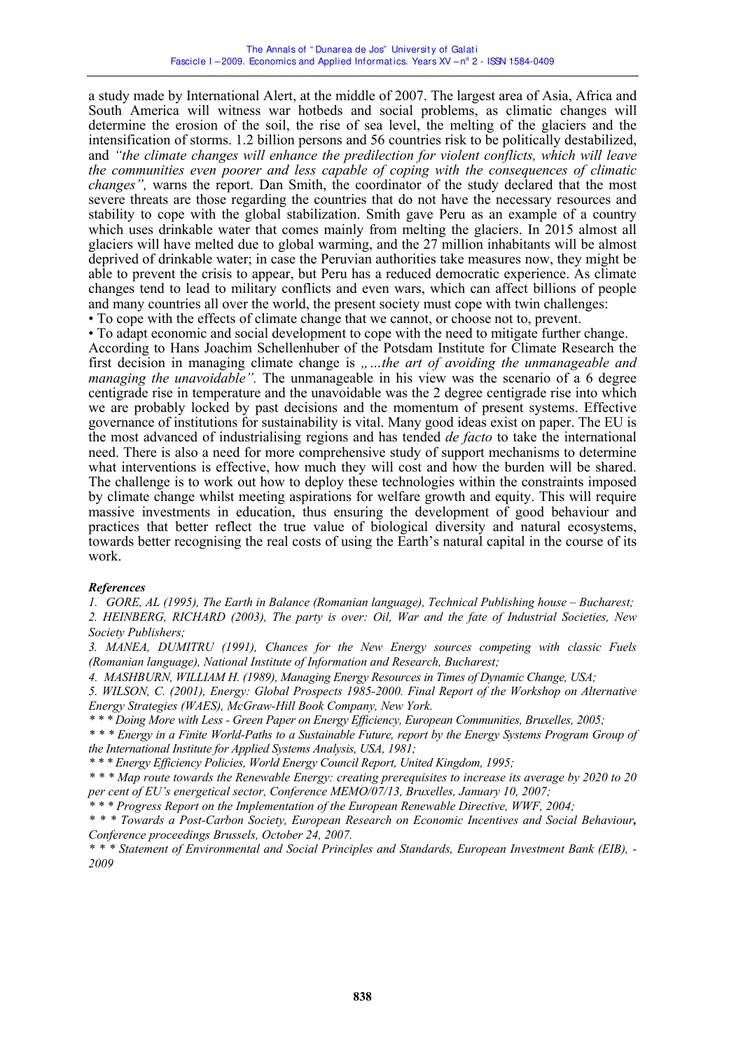a study made by International Alert, at the middle of 2007. The largest area of Asia, Africa and South America will witness war hotbeds and social problems, as climatic changes will determine the erosion of the soil, the rise of sea level, the melting of the glaciers and the intensification of storms. 1.2 billion persons and 56 countries risk to be politically destabilized, and *"the climate changes will enhance the predilection for violent conflicts, which will leave the communities even poorer and less capable of coping with the consequences of climatic changes",* warns the report. Dan Smith, the coordinator of the study declared that the most severe threats are those regarding the countries that do not have the necessary resources and stability to cope with the global stabilization. Smith gave Peru as an example of a country which uses drinkable water that comes mainly from melting the glaciers. In 2015 almost all glaciers will have melted due to global warming, and the 27 million inhabitants will be almost deprived of drinkable water; in case the Peruvian authorities take measures now, they might be able to prevent the crisis to appear, but Peru has a reduced democratic experience. As climate changes tend to lead to military conflicts and even wars, which can affect billions of people and many countries all over the world, the present society must cope with twin challenges:

- To cope with the effects of climate change that we cannot, or choose not to, prevent.
- To adapt economic and social development to cope with the need to mitigate further change.

According to Hans Joachim Schellenhuber of the Potsdam Institute for Climate Research the first decision in managing climate change is *„…the art of avoiding the unmanageable and managing the unavoidable".* The unmanageable in his view was the scenario of a 6 degree centigrade rise in temperature and the unavoidable was the 2 degree centigrade rise into which we are probably locked by past decisions and the momentum of present systems. Effective governance of institutions for sustainability is vital. Many good ideas exist on paper. The EU is the most advanced of industrialising regions and has tended *de facto* to take the international need. There is also a need for more comprehensive study of support mechanisms to determine what interventions is effective, how much they will cost and how the burden will be shared. The challenge is to work out how to deploy these technologies within the constraints imposed by climate change whilst meeting aspirations for welfare growth and equity. This will require massive investments in education, thus ensuring the development of good behaviour and practices that better reflect the true value of biological diversity and natural ecosystems, towards better recognising the real costs of using the Earth's natural capital in the course of its work.

***References***

*1. GORE, AL (1995), The Earth in Balance (Romanian language), Technical Publishing house – Bucharest;*

*2. HEINBERG, RICHARD (2003), The party is over: Oil, War and the fate of Industrial Societies, New Society Publishers;*

*3. MANEA, DUMITRU (1991), Chances for the New Energy sources competing with classic Fuels (Romanian language), National Institute of Information and Research, Bucharest;*

*4. MASHBURN, WILLIAM H. (1989), Managing Energy Resources in Times of Dynamic Change, USA;*

*5. WILSON, C. (2001), Energy: Global Prospects 1985-2000. Final Report of the Workshop on Alternative Energy Strategies (WAES), McGraw-Hill Book Company, New York.*

*\* \* \* Doing More with Less - Green Paper on Energy Efficiency, European Communities, Bruxelles, 2005;*

*\* \* \* Energy in a Finite World-Paths to a Sustainable Future, report by the Energy Systems Program Group of the International Institute for Applied Systems Analysis, USA, 1981;*

*\* \* \* Energy Efficiency Policies, World Energy Council Report, United Kingdom, 1995;*

*\* \* \* Map route towards the Renewable Energy: creating prerequisites to increase its average by 2020 to 20 per cent of EU's energetical sector, Conference MEMO/07/13, Bruxelles, January 10, 2007;*

*\* \* \* Progress Report on the Implementation of the European Renewable Directive, WWF, 2004;*

*\* \* \* Towards a Post-Carbon Society, European Research on Economic Incentives and Social Behaviour**,** Conference proceedings Brussels, October 24, 2007.*

*\* \* \* Statement of Environmental and Social Principles and Standards, European Investment Bank (EIB), - 2009*